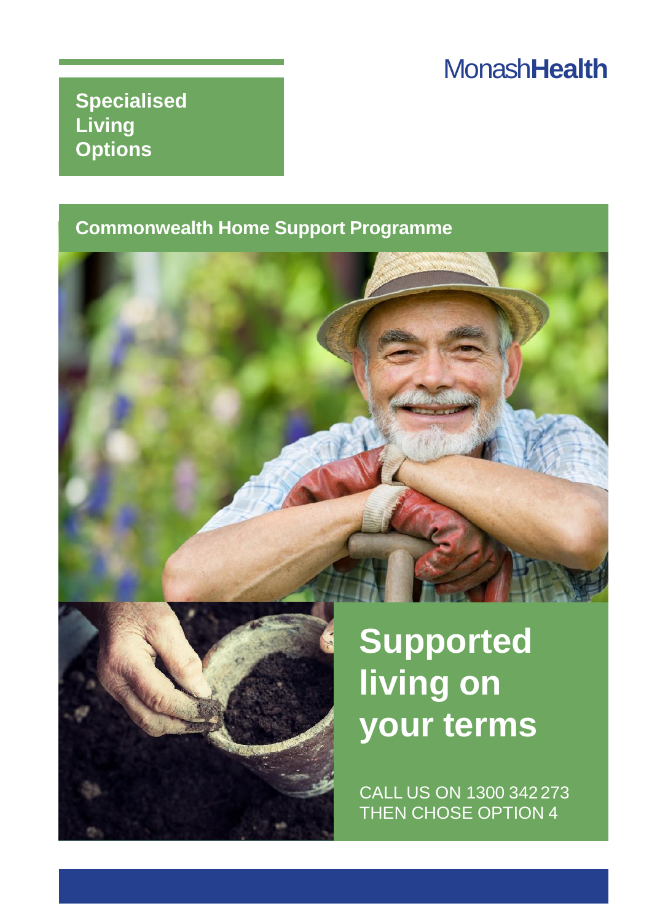MonashHealth

**Specialised Living Options**

## Commonwealth Home Support Programme

# Supported living on your terms

CALL US ON 1300 342 273 THEN CHOSE OPTION 4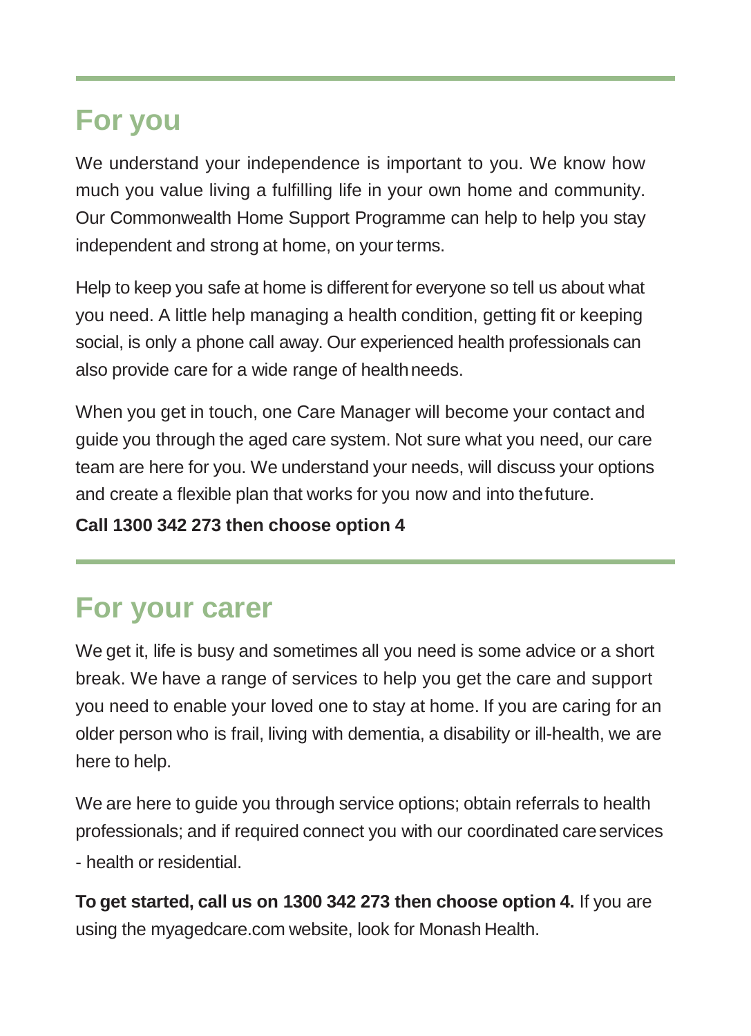## For you

We understand your independence is important to you. We know how much you value living a fulfilling life in your own home and community. Our Commonwealth Home Support Programme can help to help you stay independent and strong at home, on your terms.

Help to keep you safe at home is different for everyone so tell us about what you need. A little help managing a health condition, getting fit or keeping social, is only a phone call away. Our experienced health professionals can also provide care for a wide range of health needs.

When you get in touch, one Care Manager will become your contact and guide you through the aged care system. Not sure what you need, our care team are here for you. We understand your needs, will discuss your options and create a flexible plan that works for you now and into the future.

**Call 1300 342 273 then choose option 4**

## For your carer

We get it, life is busy and sometimes all you need is some advice or a short break. We have a range of services to help you get the care and support you need to enable your loved one to stay at home. If you are caring for an older person who is frail, living with dementia, a disability or ill-health, we are here to help.

We are here to guide you through service options; obtain referrals to health professionals; and if required connect you with our coordinated care services - health or residential.

**To get started, call us on 1300 342 273 then choose option 4.** If you are using the myagedcare.com website, look for Monash Health.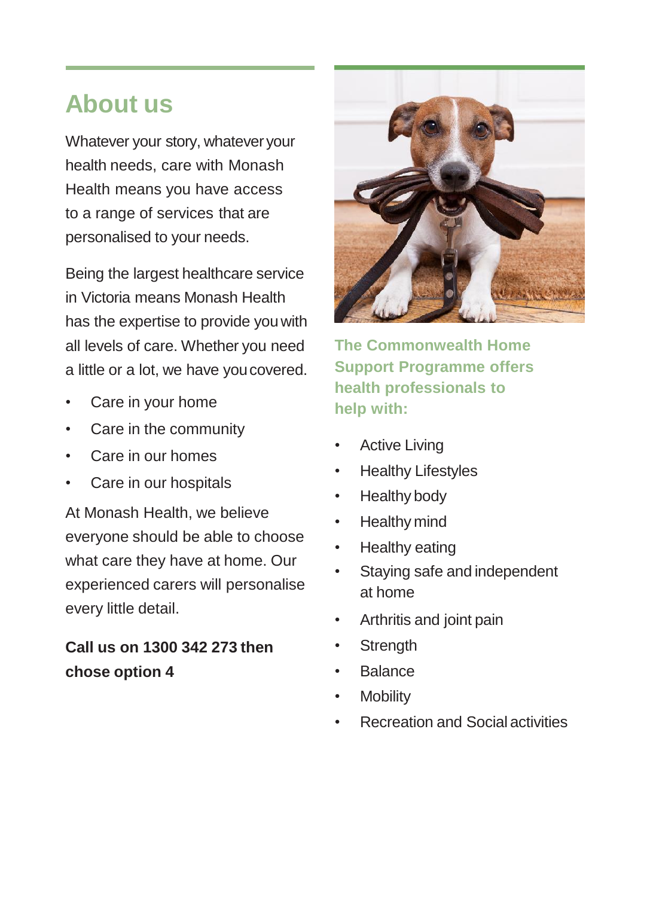## About us

Whatever your story, whatever your health needs, care with Monash Health means you have access to a range of services that are personalised to your needs.

Being the largest healthcare service in Victoria means Monash Health has the expertise to provide you with all levels of care. Whether you need a little or a lot, we have you covered.

- Care in your home
- Care in the community
- Care in our homes
- Care in our hospitals

At Monash Health, we believe everyone should be able to choose what care they have at home. Our experienced carers will personalise every little detail.

**Call us on 1300 342 273 then chose option 4**

### The Commonwealth Home Support Programme offers health professionals to help with:

- Active Living
- Healthy Lifestyles
- Healthy body
- Healthy mind
- Healthy eating
- Staying safe and independent at home
- Arthritis and joint pain
- Strength
- Balance
- Mobility
- Recreation and Social activities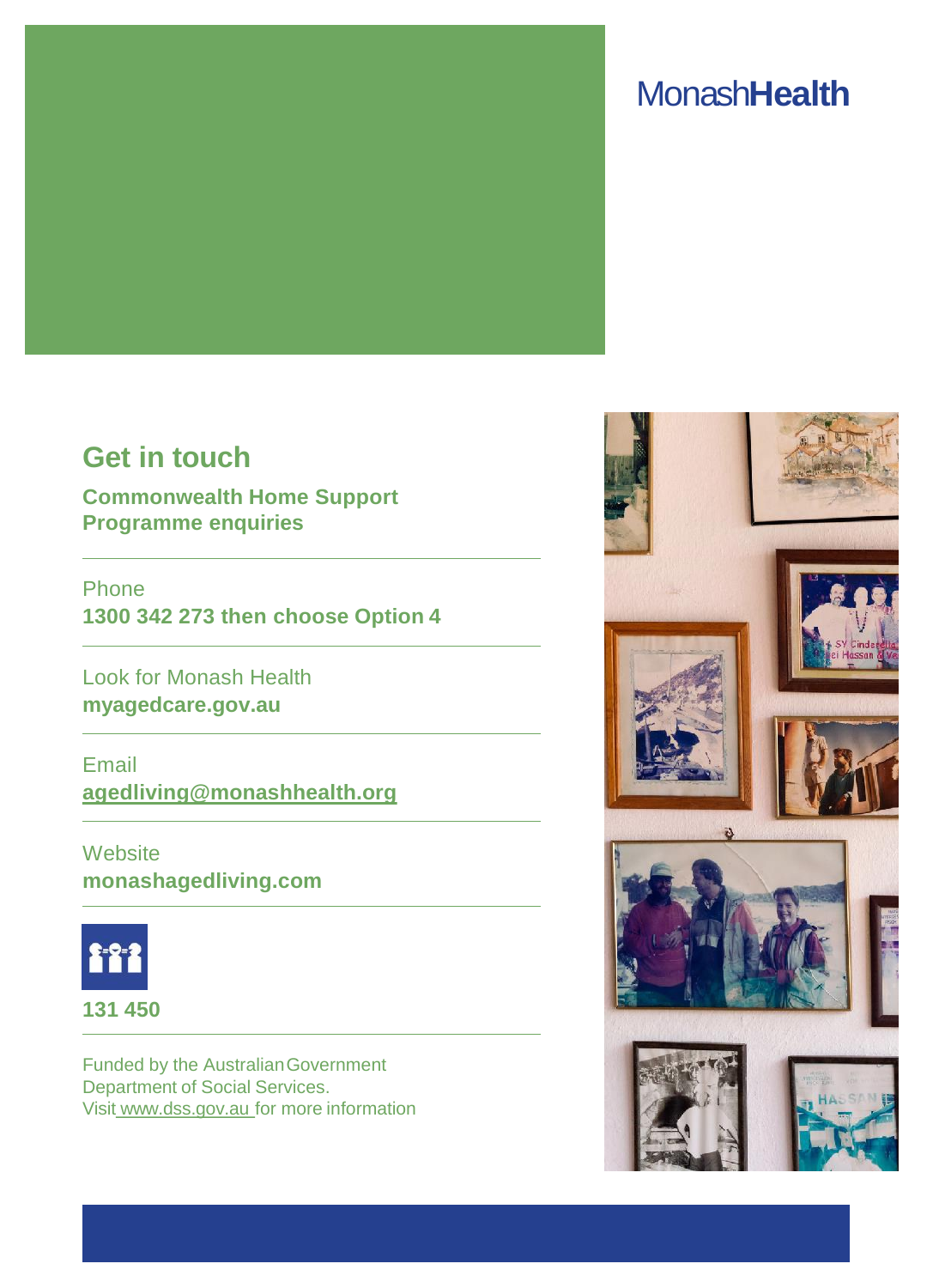MonashHealth

## Get in touch

**Commonwealth Home Support Programme enquiries**

Phone
**1300 342 273 then choose Option 4**

Look for Monash Health
**myagedcare.gov.au**

Email
**agedliving@monashhealth.org**

Website
**monashagedliving.com**

**131 450**

Funded by the Australian Government Department of Social Services.
Visit www.dss.gov.au for more information